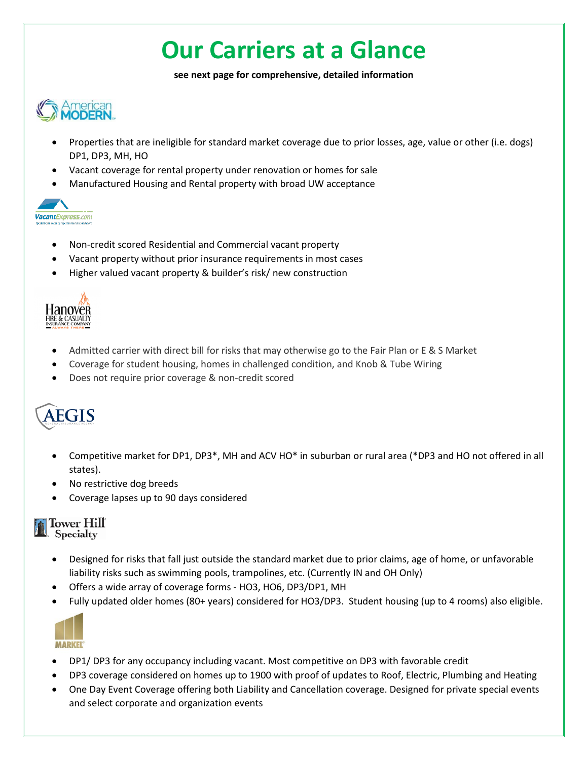# Our Carriers at a Glance

**see next page for comprehensive, detailed information**

## American MODERN

- Properties that are ineligible for standard market coverage due to prior losses, age, value or other (i.e. dogs) DP1, DP3, MH, HO
- Vacant coverage for rental property under renovation or homes for sale
- Manufactured Housing and Rental property with broad UW acceptance

## VacantExpress.com

- Non-credit scored Residential and Commercial vacant property
- Vacant property without prior insurance requirements in most cases
- Higher valued vacant property & builder's risk/ new construction

## Hanover Fire & Casualty Insurance Company

- Admitted carrier with direct bill for risks that may otherwise go to the Fair Plan or E & S Market
- Coverage for student housing, homes in challenged condition, and Knob & Tube Wiring
- Does not require prior coverage & non-credit scored

## AEGIS

- Competitive market for DP1, DP3*, MH and ACV HO* in suburban or rural area (*DP3 and HO not offered in all states).
- No restrictive dog breeds
- Coverage lapses up to 90 days considered

## Tower Hill Specialty

- Designed for risks that fall just outside the standard market due to prior claims, age of home, or unfavorable liability risks such as swimming pools, trampolines, etc. (Currently IN and OH Only)
- Offers a wide array of coverage forms - HO3, HO6, DP3/DP1, MH
- Fully updated older homes (80+ years) considered for HO3/DP3. Student housing (up to 4 rooms) also eligible.

## MARKEL

- DP1/ DP3 for any occupancy including vacant. Most competitive on DP3 with favorable credit
- DP3 coverage considered on homes up to 1900 with proof of updates to Roof, Electric, Plumbing and Heating
- One Day Event Coverage offering both Liability and Cancellation coverage. Designed for private special events and select corporate and organization events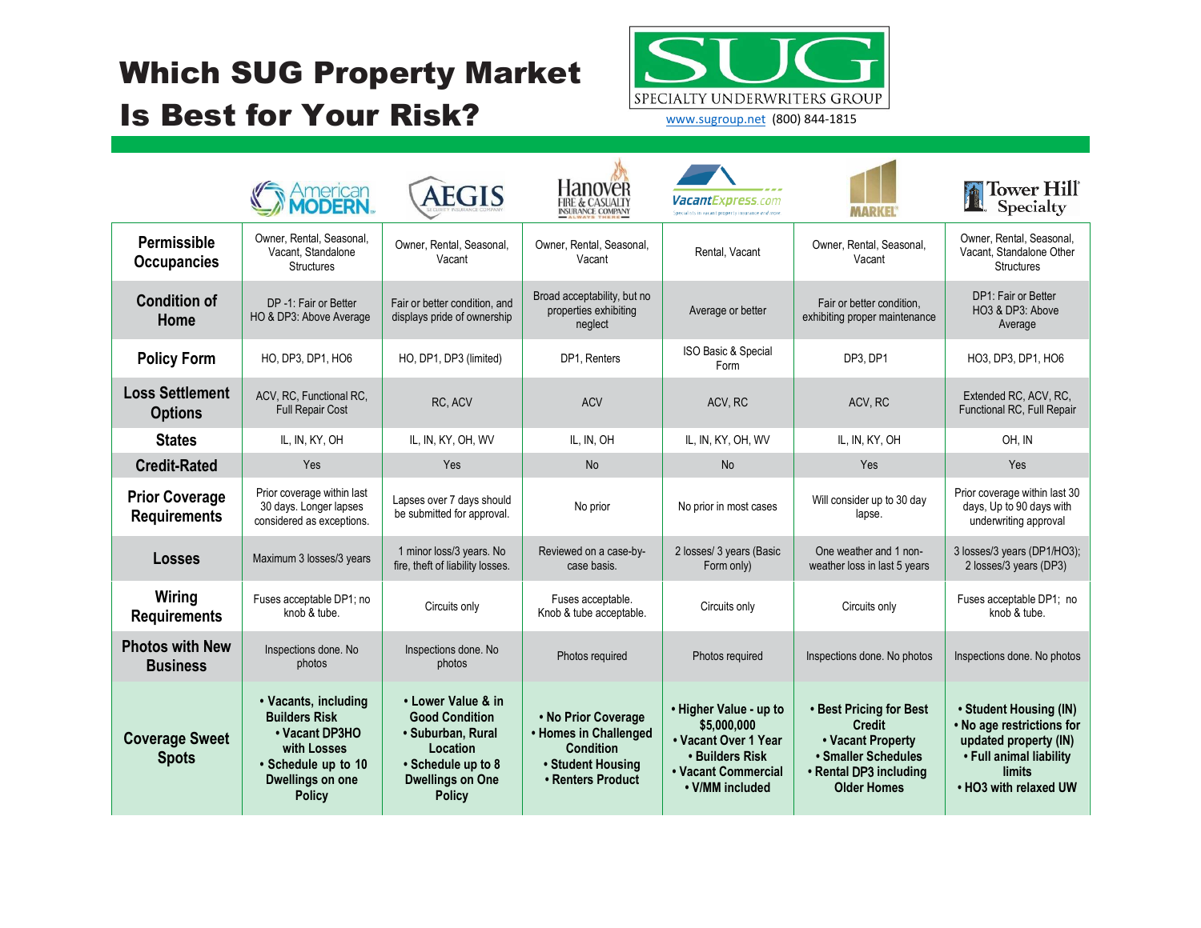# Which SUG Property Market Is Best for Your Risk?

SPECIALTY UNDERWRITERS GROUP

www.sugroup.net (800) 844-1815

| | American MODERN | AEGIS | Hanover Fire & Casualty Insurance Company | VacantExpress.com | MARKEL | Tower Hill Specialty |
|---|---|---|---|---|---|---|
| **Permissible Occupancies** | Owner, Rental, Seasonal, Vacant, Standalone Structures | Owner, Rental, Seasonal, Vacant | Owner, Rental, Seasonal, Vacant | Rental, Vacant | Owner, Rental, Seasonal, Vacant | Owner, Rental, Seasonal, Vacant, Standalone Other Structures |
| **Condition of Home** | DP -1: Fair or Better<br>HO & DP3: Above Average | Fair or better condition, and displays pride of ownership | Broad acceptability, but no properties exhibiting neglect | Average or better | Fair or better condition, exhibiting proper maintenance | DP1: Fair or Better<br>HO3 & DP3: Above Average |
| **Policy Form** | HO, DP3, DP1, HO6 | HO, DP1, DP3 (limited) | DP1, Renters | ISO Basic & Special Form | DP3, DP1 | HO3, DP3, DP1, HO6 |
| **Loss Settlement Options** | ACV, RC, Functional RC, Full Repair Cost | RC, ACV | ACV | ACV, RC | ACV, RC | Extended RC, ACV, RC, Functional RC, Full Repair |
| **States** | IL, IN, KY, OH | IL, IN, KY, OH, WV | IL, IN, OH | IL, IN, KY, OH, WV | IL, IN, KY, OH | OH, IN |
| **Credit-Rated** | Yes | Yes | No | No | Yes | Yes |
| **Prior Coverage Requirements** | Prior coverage within last 30 days. Longer lapses considered as exceptions. | Lapses over 7 days should be submitted for approval. | No prior | No prior in most cases | Will consider up to 30 day lapse. | Prior coverage within last 30 days, Up to 90 days with underwriting approval |
| **Losses** | Maximum 3 losses/3 years | 1 minor loss/3 years. No fire, theft of liability losses. | Reviewed on a case-by-case basis. | 2 losses/ 3 years (Basic Form only) | One weather and 1 non-weather loss in last 5 years | 3 losses/3 years (DP1/HO3); 2 losses/3 years (DP3) |
| **Wiring Requirements** | Fuses acceptable DP1; no knob & tube. | Circuits only | Fuses acceptable. Knob & tube acceptable. | Circuits only | Circuits only | Fuses acceptable DP1; no knob & tube. |
| **Photos with New Business** | Inspections done. No photos | Inspections done. No photos | Photos required | Photos required | Inspections done. No photos | Inspections done. No photos |
| **Coverage Sweet Spots** | **• Vacants, including Builders Risk<br>• Vacant DP3HO with Losses<br>• Schedule up to 10 Dwellings on one Policy** | **• Lower Value & in Good Condition<br>• Suburban, Rural Location<br>• Schedule up to 8 Dwellings on One Policy** | **• No Prior Coverage<br>• Homes in Challenged Condition<br>• Student Housing<br>• Renters Product** | **• Higher Value - up to $5,000,000<br>• Vacant Over 1 Year<br>• Builders Risk<br>• Vacant Commercial<br>• V/MM included** | **• Best Pricing for Best Credit<br>• Vacant Property<br>• Smaller Schedules<br>• Rental DP3 including Older Homes** | **• Student Housing (IN)<br>• No age restrictions for updated property (IN)<br>• Full animal liability limits<br>• HO3 with relaxed UW** |